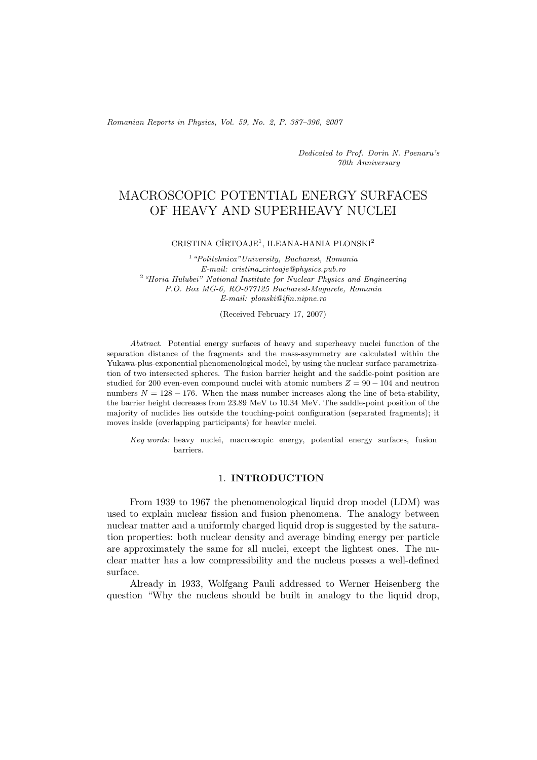*Dedicated to Prof. Dorin N. Poenaru's 70th Anniversary*

# MACROSCOPIC POTENTIAL ENERGY SURFACES OF HEAVY AND SUPERHEAVY NUCLEI

CRISTINA CÎRTOAJE[1], ILEANA-HANIA PLONSKI[2]

[1] *"Politehnica" University, Bucharest, Romania*
*E-mail: cristina_cirtoaje@physics.pub.ro*
[2] *"Horia Hulubei" National Institute for Nuclear Physics and Engineering*
*P.O. Box MG-6, RO-077125 Bucharest-Magurele, Romania*
*E-mail: plonski@ifin.nipne.ro*

(Received February 17, 2007)

*Abstract.* Potential energy surfaces of heavy and superheavy nuclei function of the separation distance of the fragments and the mass-asymmetry are calculated within the Yukawa-plus-exponential phenomenological model, by using the nuclear surface parametrization of two intersected spheres. The fusion barrier height and the saddle-point position are studied for 200 even-even compound nuclei with atomic numbers $Z = 90 - 104$ and neutron numbers $N = 128 - 176$. When the mass number increases along the line of beta-stability, the barrier height decreases from 23.89 MeV to 10.34 MeV. The saddle-point position of the majority of nuclides lies outside the touching-point configuration (separated fragments); it moves inside (overlapping participants) for heavier nuclei.

*Key words:* heavy nuclei, macroscopic energy, potential energy surfaces, fusion barriers.

## 1. INTRODUCTION

From 1939 to 1967 the phenomenological liquid drop model (LDM) was used to explain nuclear fission and fusion phenomena. The analogy between nuclear matter and a uniformly charged liquid drop is suggested by the saturation properties: both nuclear density and average binding energy per particle are approximately the same for all nuclei, except the lightest ones. The nuclear matter has a low compressibility and the nucleus posses a well-defined surface.

Already in 1933, Wolfgang Pauli addressed to Werner Heisenberg the question "Why the nucleus should be built in analogy to the liquid drop,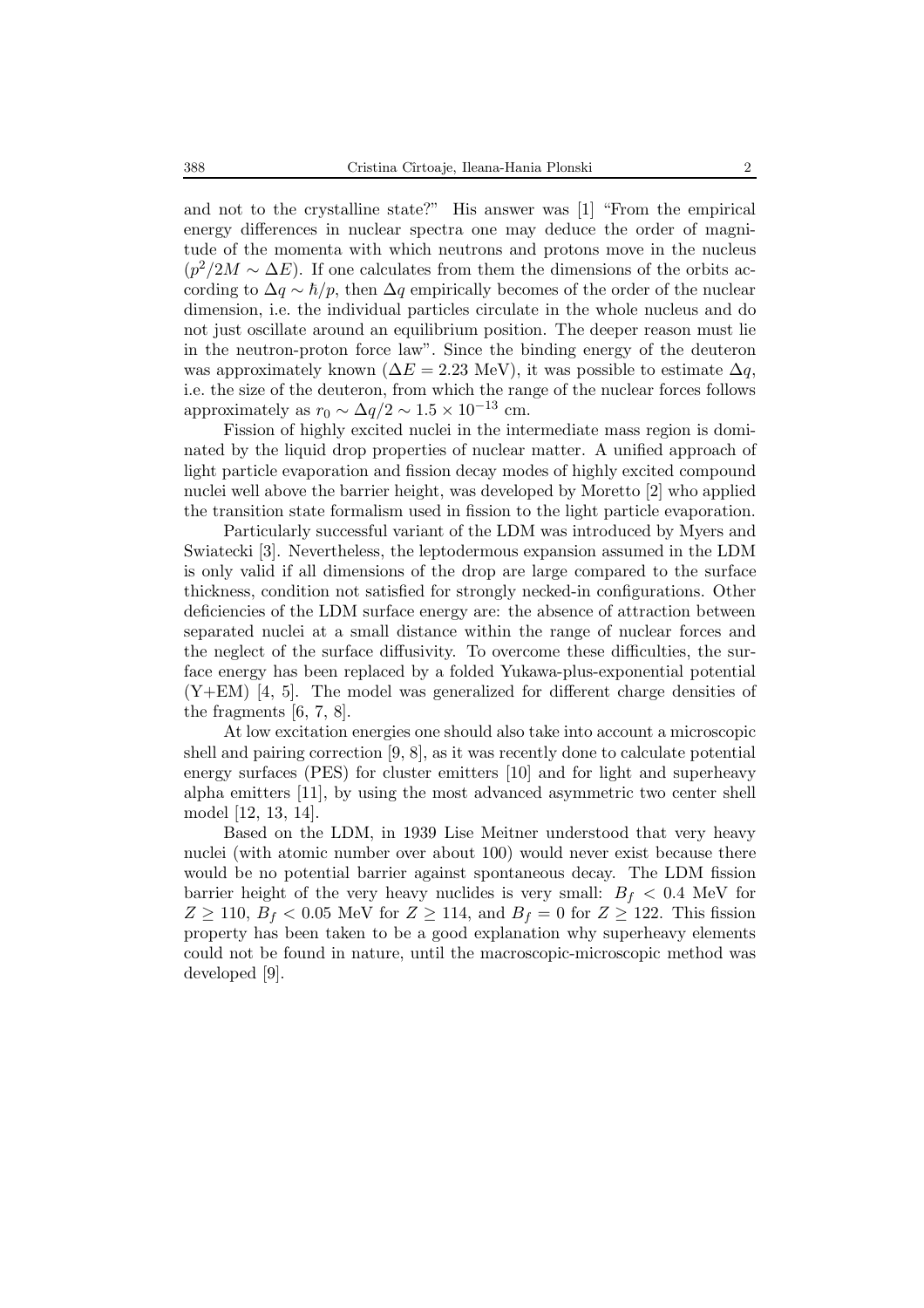and not to the crystalline state?" His answer was [1] "From the empirical energy differences in nuclear spectra one may deduce the order of magnitude of the momenta with which neutrons and protons move in the nucleus ($p^2/2M \sim \Delta E$). If one calculates from them the dimensions of the orbits according to $\Delta q \sim \hbar/p$, then $\Delta q$ empirically becomes of the order of the nuclear dimension, i.e. the individual particles circulate in the whole nucleus and do not just oscillate around an equilibrium position. The deeper reason must lie in the neutron-proton force law". Since the binding energy of the deuteron was approximately known ($\Delta E = 2.23$ MeV), it was possible to estimate $\Delta q$, i.e. the size of the deuteron, from which the range of the nuclear forces follows approximately as $r_0 \sim \Delta q/2 \sim 1.5 \times 10^{-13}$ cm.

Fission of highly excited nuclei in the intermediate mass region is dominated by the liquid drop properties of nuclear matter. A unified approach of light particle evaporation and fission decay modes of highly excited compound nuclei well above the barrier height, was developed by Moretto [2] who applied the transition state formalism used in fission to the light particle evaporation.

Particularly successful variant of the LDM was introduced by Myers and Swiatecki [3]. Nevertheless, the leptodermous expansion assumed in the LDM is only valid if all dimensions of the drop are large compared to the surface thickness, condition not satisfied for strongly necked-in configurations. Other deficiencies of the LDM surface energy are: the absence of attraction between separated nuclei at a small distance within the range of nuclear forces and the neglect of the surface diffusivity. To overcome these difficulties, the surface energy has been replaced by a folded Yukawa-plus-exponential potential (Y+EM) [4, 5]. The model was generalized for different charge densities of the fragments [6, 7, 8].

At low excitation energies one should also take into account a microscopic shell and pairing correction [9, 8], as it was recently done to calculate potential energy surfaces (PES) for cluster emitters [10] and for light and superheavy alpha emitters [11], by using the most advanced asymmetric two center shell model [12, 13, 14].

Based on the LDM, in 1939 Lise Meitner understood that very heavy nuclei (with atomic number over about 100) would never exist because there would be no potential barrier against spontaneous decay. The LDM fission barrier height of the very heavy nuclides is very small: $B_f < 0.4$ MeV for $Z \geq 110$, $B_f < 0.05$ MeV for $Z \geq 114$, and $B_f = 0$ for $Z \geq 122$. This fission property has been taken to be a good explanation why superheavy elements could not be found in nature, until the macroscopic-microscopic method was developed [9].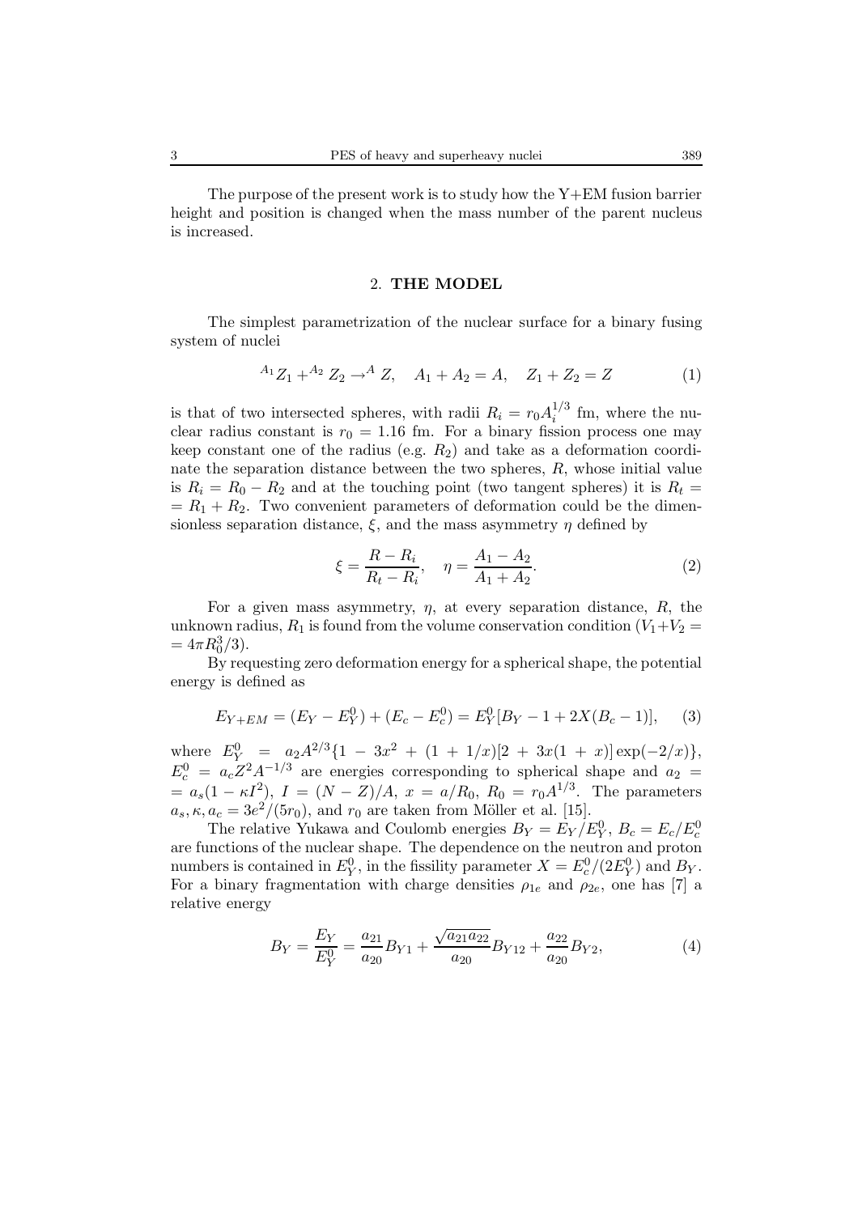The purpose of the present work is to study how the Y+EM fusion barrier height and position is changed when the mass number of the parent nucleus is increased.

## 2. **THE MODEL**

The simplest parametrization of the nuclear surface for a binary fusing system of nuclei

$$^{A_1}Z_1 + ^{A_2}Z_2 \rightarrow ^{A}Z, \quad A_1 + A_2 = A, \quad Z_1 + Z_2 = Z \tag{1}$$

is that of two intersected spheres, with radii $R_i = r_0 A_i^{1/3}$ fm, where the nuclear radius constant is $r_0 = 1.16$ fm. For a binary fission process one may keep constant one of the radius (e.g. $R_2$) and take as a deformation coordinate the separation distance between the two spheres, $R$, whose initial value is $R_i = R_0 - R_2$ and at the touching point (two tangent spheres) it is $R_t = R_1 + R_2$. Two convenient parameters of deformation could be the dimensionless separation distance, $\xi$, and the mass asymmetry $\eta$ defined by

$$\xi = \frac{R - R_i}{R_t - R_i}, \quad \eta = \frac{A_1 - A_2}{A_1 + A_2}. \tag{2}$$

For a given mass asymmetry, $\eta$, at every separation distance, $R$, the unknown radius, $R_1$ is found from the volume conservation condition ($V_1 + V_2 = 4\pi R_0^3/3$).

By requesting zero deformation energy for a spherical shape, the potential energy is defined as

$$E_{Y+EM} = (E_Y - E_Y^0) + (E_c - E_c^0) = E_Y^0[B_Y - 1 + 2X(B_c - 1)], \tag{3}$$

where $E_Y^0 = a_2 A^{2/3}\{1 - 3x^2 + (1 + 1/x)[2 + 3x(1 + x)]\exp(-2/x)\}$, $E_c^0 = a_c Z^2 A^{-1/3}$ are energies corresponding to spherical shape and $a_2 = a_s(1 - \kappa I^2)$, $I = (N - Z)/A$, $x = a/R_0$, $R_0 = r_0 A^{1/3}$. The parameters $a_s, \kappa, a_c = 3e^2/(5r_0)$, and $r_0$ are taken from Möller et al. [15].

The relative Yukawa and Coulomb energies $B_Y = E_Y/E_Y^0$, $B_c = E_c/E_c^0$ are functions of the nuclear shape. The dependence on the neutron and proton numbers is contained in $E_Y^0$, in the fissility parameter $X = E_c^0/(2E_Y^0)$ and $B_Y$. For a binary fragmentation with charge densities $\rho_{1e}$ and $\rho_{2e}$, one has [7] a relative energy

$$B_Y = \frac{E_Y}{E_Y^0} = \frac{a_{21}}{a_{20}} B_{Y1} + \frac{\sqrt{a_{21}a_{22}}}{a_{20}} B_{Y12} + \frac{a_{22}}{a_{20}} B_{Y2}, \tag{4}$$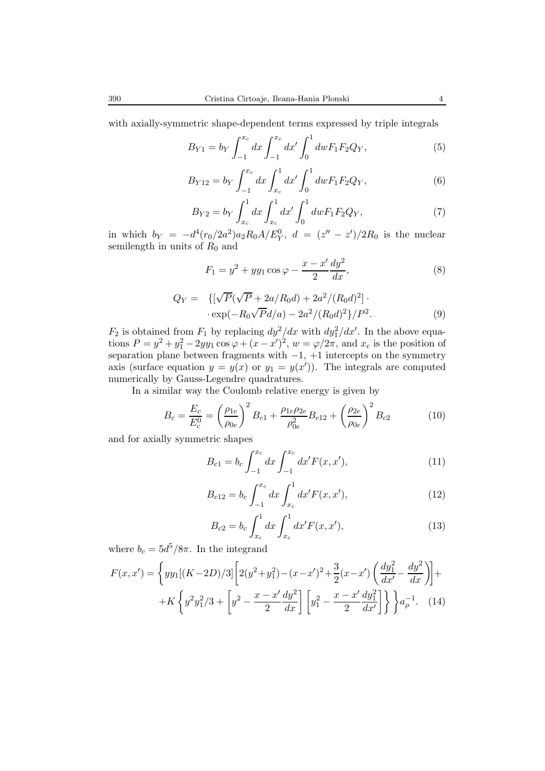with axially-symmetric shape-dependent terms expressed by triple integrals

$$B_{Y1} = b_Y \int_{-1}^{x_c} dx \int_{-1}^{x_c} dx' \int_0^1 dw F_1 F_2 Q_Y, \tag{5}$$

$$B_{Y12} = b_Y \int_{-1}^{x_c} dx \int_{x_c}^{1} dx' \int_0^1 dw F_1 F_2 Q_Y, \tag{6}$$

$$B_{Y2} = b_Y \int_{x_c}^{1} dx \int_{x_c}^{1} dx' \int_0^1 dw F_1 F_2 Q_Y, \tag{7}$$

in which $b_Y = -d^4(r_0/2a^2)a_2 R_0 A/E_Y^0$, $d = (z'' - z')/2R_0$ is the nuclear semilength in units of $R_0$ and

$$F_1 = y^2 + yy_1 \cos\varphi - \frac{x - x'}{2} \frac{dy^2}{dx}, \tag{8}$$

$$\begin{aligned} Q_Y = \quad & \{[\sqrt{P}(\sqrt{P} + 2a/R_0 d) + 2a^2/(R_0 d)^2] \cdot \\ & \cdot \exp(-R_0\sqrt{P}d/a) - 2a^2/(R_0 d)^2\}/P^2. \end{aligned} \tag{9}$$

$F_2$ is obtained from $F_1$ by replacing $dy^2/dx$ with $dy_1^2/dx'$. In the above equations $P = y^2 + y_1^2 - 2yy_1\cos\varphi + (x - x')^2$, $w = \varphi/2\pi$, and $x_c$ is the position of separation plane between fragments with $-1$, $+1$ intercepts on the symmetry axis (surface equation $y = y(x)$ or $y_1 = y(x')$). The integrals are computed numerically by Gauss-Legendre quadratures.

In a similar way the Coulomb relative energy is given by

$$B_c = \frac{E_c}{E_c^0} = \left(\frac{\rho_{1e}}{\rho_{0e}}\right)^2 B_{c1} + \frac{\rho_{1e}\rho_{2e}}{\rho_{0e}^2} B_{c12} + \left(\frac{\rho_{2e}}{\rho_{0e}}\right)^2 B_{c2} \tag{10}$$

and for axially symmetric shapes

$$B_{c1} = b_c \int_{-1}^{x_c} dx \int_{-1}^{x_c} dx' F(x, x'), \tag{11}$$

$$B_{c12} = b_c \int_{-1}^{x_c} dx \int_{x_c}^{1} dx' F(x, x'), \tag{12}$$

$$B_{c2} = b_c \int_{x_c}^{1} dx \int_{x_c}^{1} dx' F(x, x'), \tag{13}$$

where $b_c = 5d^5/8\pi$. In the integrand

$$\begin{aligned} F(x, x') = & \left\{ yy_1[(K - 2D)/3]\left[2(y^2 + y_1^2) - (x - x')^2 + \frac{3}{2}(x - x')\left(\frac{dy_1^2}{dx'} - \frac{dy^2}{dx}\right)\right] + \right. \\ & \left. + K\left\{y^2 y_1^2/3 + \left[y^2 - \frac{x - x'}{2}\frac{dy^2}{dx}\right]\left[y_1^2 - \frac{x - x'}{2}\frac{dy_1^2}{dx'}\right]\right\}\right\} a_\rho^{-1}. \end{aligned} \tag{14}$$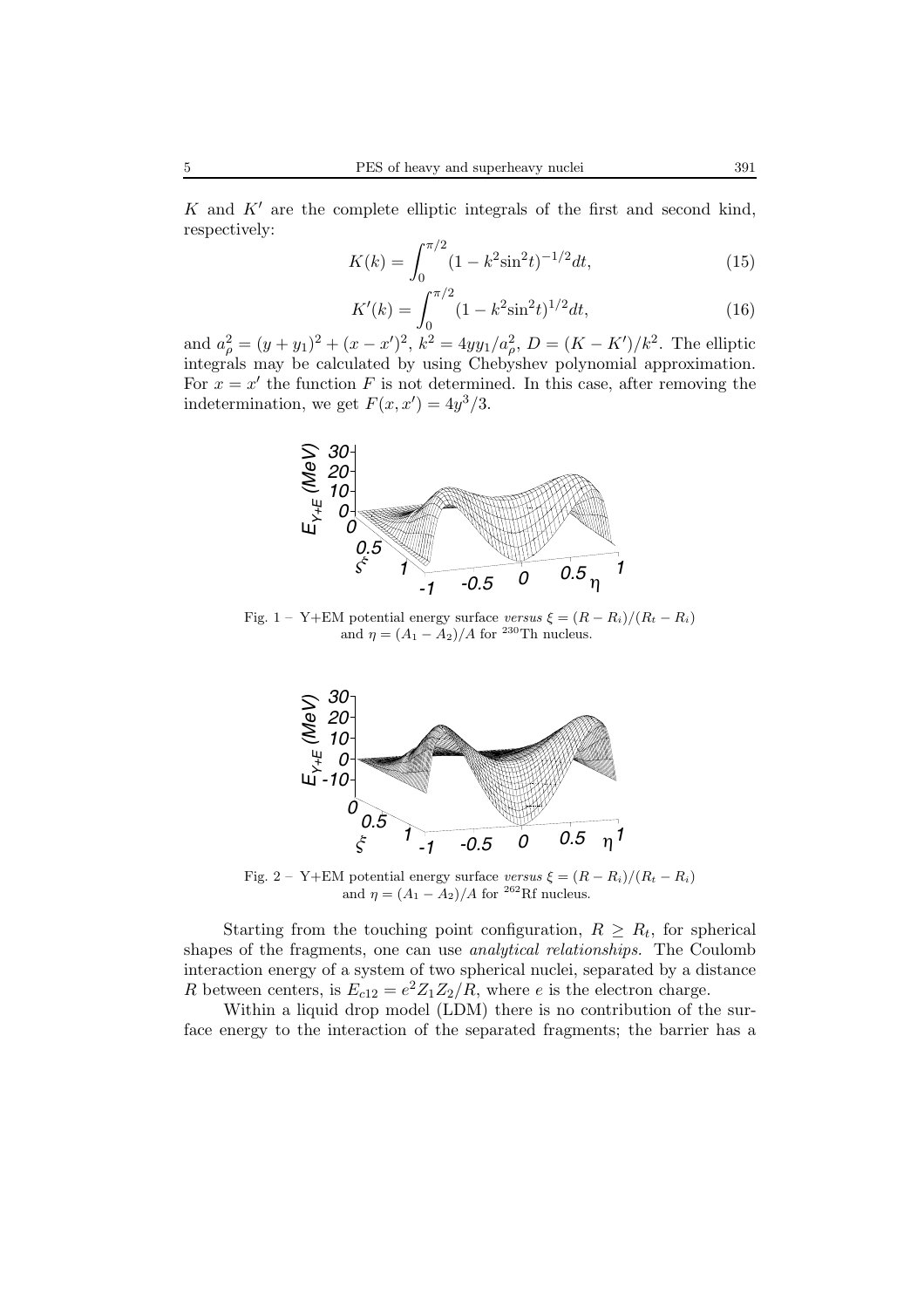$K$ and $K'$ are the complete elliptic integrals of the first and second kind, respectively:

$$K(k) = \int_0^{\pi/2} (1 - k^2 \sin^2 t)^{-1/2} dt, \tag{15}$$

$$K'(k) = \int_0^{\pi/2} (1 - k^2 \sin^2 t)^{1/2} dt, \tag{16}$$

and $a_\rho^2 = (y + y_1)^2 + (x - x')^2$, $k^2 = 4yy_1/a_\rho^2$, $D = (K - K')/k^2$. The elliptic integrals may be calculated by using Chebyshev polynomial approximation. For $x = x'$ the function $F$ is not determined. In this case, after removing the indetermination, we get $F(x, x') = 4y^3/3$.

Fig. 1 – Y+EM potential energy surface *versus* $\xi = (R - R_i)/(R_t - R_i)$ and $\eta = (A_1 - A_2)/A$ for $^{230}$Th nucleus.

Fig. 2 – Y+EM potential energy surface *versus* $\xi = (R - R_i)/(R_t - R_i)$ and $\eta = (A_1 - A_2)/A$ for $^{262}$Rf nucleus.

Starting from the touching point configuration, $R \geq R_t$, for spherical shapes of the fragments, one can use *analytical relationships.* The Coulomb interaction energy of a system of two spherical nuclei, separated by a distance $R$ between centers, is $E_{c12} = e^2 Z_1 Z_2 / R$, where $e$ is the electron charge.

Within a liquid drop model (LDM) there is no contribution of the surface energy to the interaction of the separated fragments; the barrier has a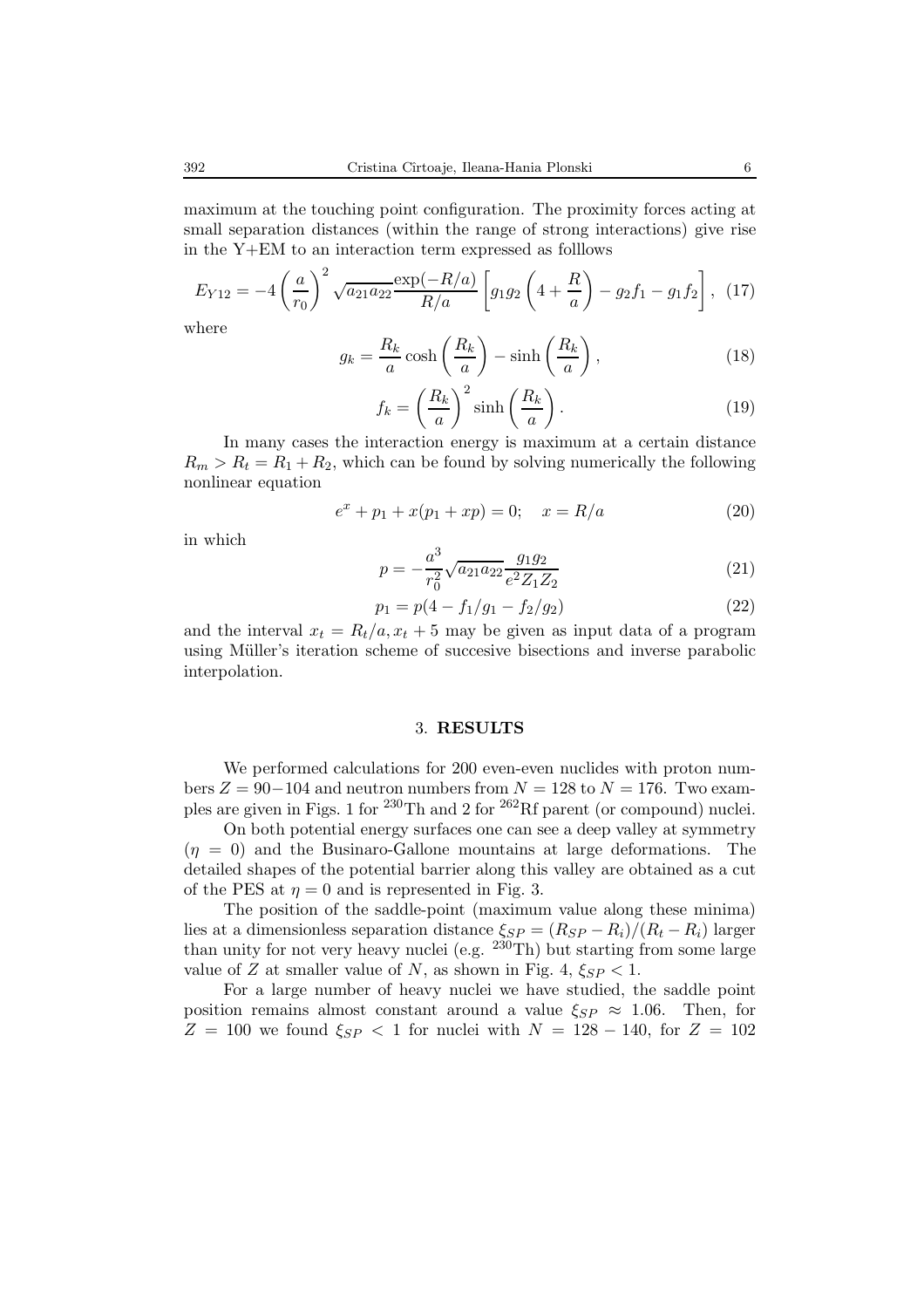maximum at the touching point configuration. The proximity forces acting at small separation distances (within the range of strong interactions) give rise in the Y+EM to an interaction term expressed as folllows

$$E_{Y12} = -4\left(\frac{a}{r_0}\right)^2 \sqrt{a_{21}a_{22}}\frac{\exp(-R/a)}{R/a}\left[g_1 g_2\left(4+\frac{R}{a}\right) - g_2 f_1 - g_1 f_2\right], \quad (17)$$

where

$$g_k = \frac{R_k}{a}\cosh\left(\frac{R_k}{a}\right) - \sinh\left(\frac{R_k}{a}\right), \quad (18)$$

$$f_k = \left(\frac{R_k}{a}\right)^2 \sinh\left(\frac{R_k}{a}\right). \quad (19)$$

In many cases the interaction energy is maximum at a certain distance $R_m > R_t = R_1 + R_2$, which can be found by solving numerically the following nonlinear equation

$$e^x + p_1 + x(p_1 + xp) = 0; \quad x = R/a \quad (20)$$

in which

$$p = -\frac{a^3}{r_0^2}\sqrt{a_{21}a_{22}}\frac{g_1 g_2}{e^2 Z_1 Z_2} \quad (21)$$

$$p_1 = p(4 - f_1/g_1 - f_2/g_2) \quad (22)$$

and the interval $x_t = R_t/a, x_t + 5$ may be given as input data of a program using Müller's iteration scheme of succesive bisections and inverse parabolic interpolation.

## 3. RESULTS

We performed calculations for 200 even-even nuclides with proton numbers $Z = 90-104$ and neutron numbers from $N = 128$ to $N = 176$. Two examples are given in Figs. 1 for $^{230}$Th and 2 for $^{262}$Rf parent (or compound) nuclei.

On both potential energy surfaces one can see a deep valley at symmetry ($\eta = 0$) and the Businaro-Gallone mountains at large deformations. The detailed shapes of the potential barrier along this valley are obtained as a cut of the PES at $\eta = 0$ and is represented in Fig. 3.

The position of the saddle-point (maximum value along these minima) lies at a dimensionless separation distance $\xi_{SP} = (R_{SP} - R_i)/(R_t - R_i)$ larger than unity for not very heavy nuclei (e.g. $^{230}$Th) but starting from some large value of $Z$ at smaller value of $N$, as shown in Fig. 4, $\xi_{SP} < 1$.

For a large number of heavy nuclei we have studied, the saddle point position remains almost constant around a value $\xi_{SP} \approx 1.06$. Then, for $Z = 100$ we found $\xi_{SP} < 1$ for nuclei with $N = 128 - 140$, for $Z = 102$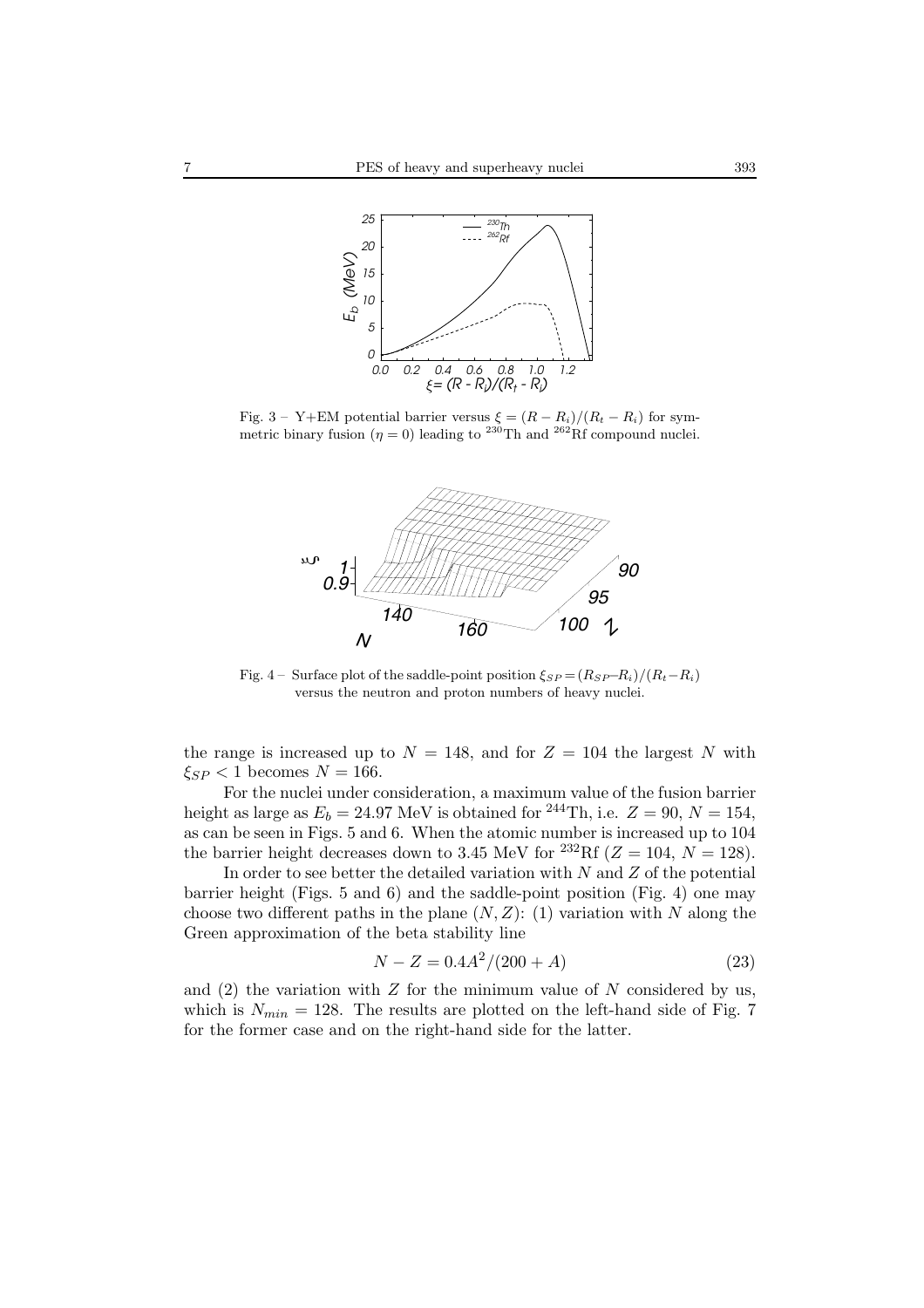Fig. 3 – Y+EM potential barrier versus $\xi = (R - R_i)/(R_t - R_i)$ for symmetric binary fusion ($\eta = 0$) leading to $^{230}$Th and $^{262}$Rf compound nuclei.

Fig. 4 – Surface plot of the saddle-point position $\xi_{SP} = (R_{SP} - R_i)/(R_t - R_i)$ versus the neutron and proton numbers of heavy nuclei.

the range is increased up to $N = 148$, and for $Z = 104$ the largest $N$ with $\xi_{SP} < 1$ becomes $N = 166$.

For the nuclei under consideration, a maximum value of the fusion barrier height as large as $E_b = 24.97$ MeV is obtained for $^{244}$Th, i.e. $Z = 90$, $N = 154$, as can be seen in Figs. 5 and 6. When the atomic number is increased up to 104 the barrier height decreases down to 3.45 MeV for $^{232}$Rf ($Z = 104$, $N = 128$).

In order to see better the detailed variation with $N$ and $Z$ of the potential barrier height (Figs. 5 and 6) and the saddle-point position (Fig. 4) one may choose two different paths in the plane $(N, Z)$: (1) variation with $N$ along the Green approximation of the beta stability line

$$N - Z = 0.4A^2/(200 + A) \tag{23}$$

and (2) the variation with $Z$ for the minimum value of $N$ considered by us, which is $N_{min} = 128$. The results are plotted on the left-hand side of Fig. 7 for the former case and on the right-hand side for the latter.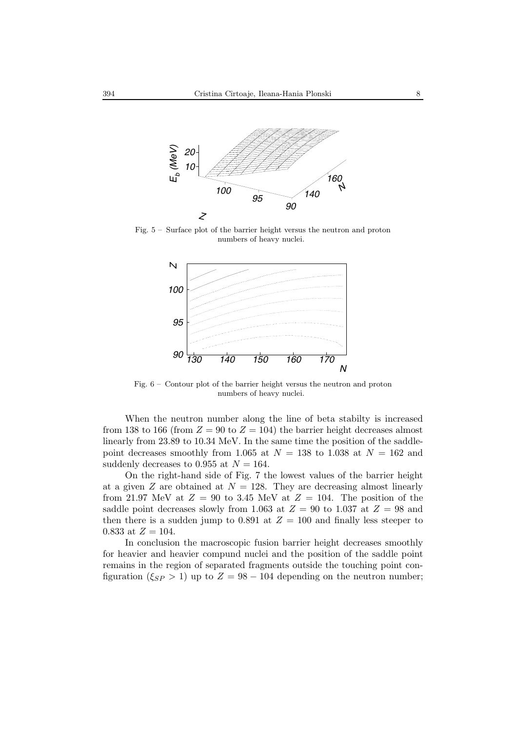Fig. 5 – Surface plot of the barrier height versus the neutron and proton numbers of heavy nuclei.

Fig. 6 – Contour plot of the barrier height versus the neutron and proton numbers of heavy nuclei.

When the neutron number along the line of beta stabilty is increased from 138 to 166 (from $Z = 90$ to $Z = 104$) the barrier height decreases almost linearly from 23.89 to 10.34 MeV. In the same time the position of the saddle-point decreases smoothly from 1.065 at $N = 138$ to 1.038 at $N = 162$ and suddenly decreases to 0.955 at $N = 164$.

On the right-hand side of Fig. 7 the lowest values of the barrier height at a given $Z$ are obtained at $N = 128$. They are decreasing almost linearly from 21.97 MeV at $Z = 90$ to 3.45 MeV at $Z = 104$. The position of the saddle point decreases slowly from 1.063 at $Z = 90$ to 1.037 at $Z = 98$ and then there is a sudden jump to 0.891 at $Z = 100$ and finally less steeper to 0.833 at $Z = 104$.

In conclusion the macroscopic fusion barrier height decreases smoothly for heavier and heavier compund nuclei and the position of the saddle point remains in the region of separated fragments outside the touching point configuration ($\xi_{SP} > 1$) up to $Z = 98 - 104$ depending on the neutron number;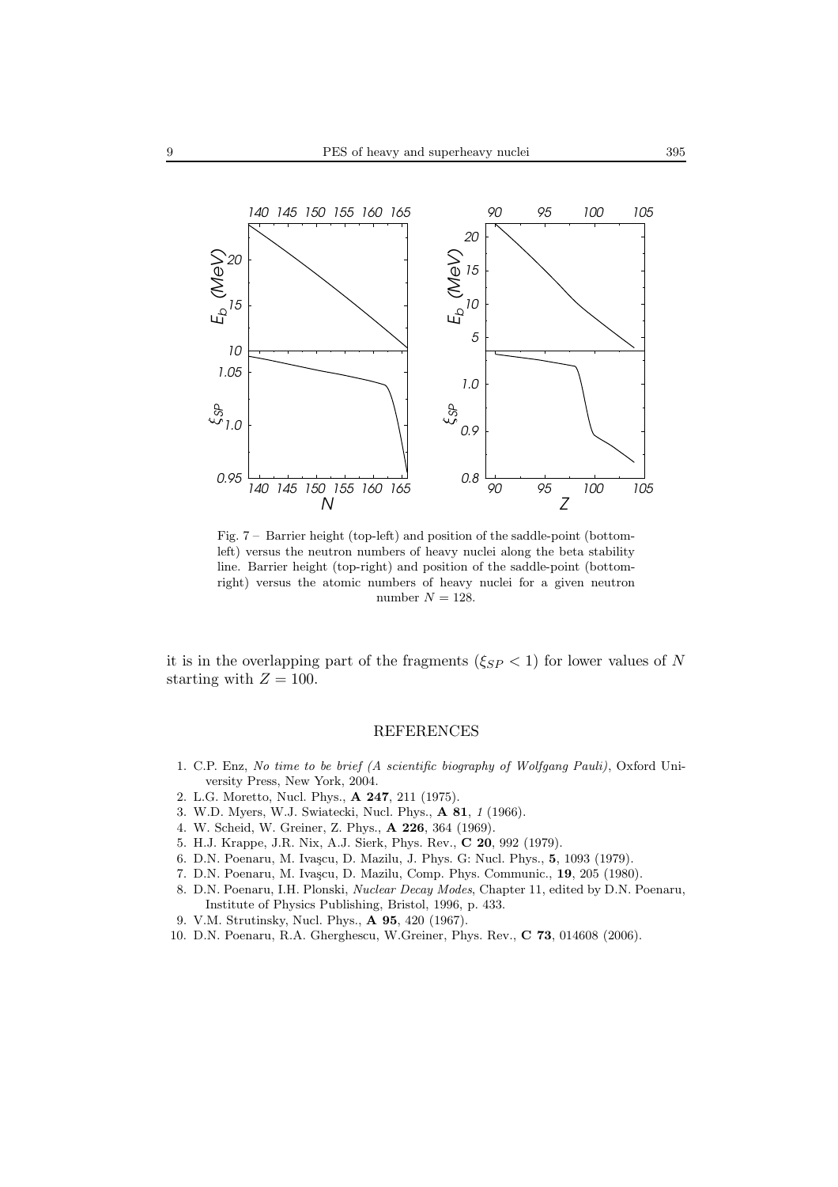Fig. 7 – Barrier height (top-left) and position of the saddle-point (bottom-left) versus the neutron numbers of heavy nuclei along the beta stability line. Barrier height (top-right) and position of the saddle-point (bottom-right) versus the atomic numbers of heavy nuclei for a given neutron number $N = 128$.

it is in the overlapping part of the fragments ($\xi_{SP} < 1$) for lower values of $N$ starting with $Z = 100$.

## REFERENCES

1. C.P. Enz, *No time to be brief (A scientific biography of Wolfgang Pauli)*, Oxford University Press, New York, 2004.
2. L.G. Moretto, Nucl. Phys., **A 247**, 211 (1975).
3. W.D. Myers, W.J. Swiatecki, Nucl. Phys., **A 81**, *1* (1966).
4. W. Scheid, W. Greiner, Z. Phys., **A 226**, 364 (1969).
5. H.J. Krappe, J.R. Nix, A.J. Sierk, Phys. Rev., **C 20**, 992 (1979).
6. D.N. Poenaru, M. Ivaşcu, D. Mazilu, J. Phys. G: Nucl. Phys., **5**, 1093 (1979).
7. D.N. Poenaru, M. Ivaşcu, D. Mazilu, Comp. Phys. Communic., **19**, 205 (1980).
8. D.N. Poenaru, I.H. Plonski, *Nuclear Decay Modes*, Chapter 11, edited by D.N. Poenaru, Institute of Physics Publishing, Bristol, 1996, p. 433.
9. V.M. Strutinsky, Nucl. Phys., **A 95**, 420 (1967).
10. D.N. Poenaru, R.A. Gherghescu, W.Greiner, Phys. Rev., **C 73**, 014608 (2006).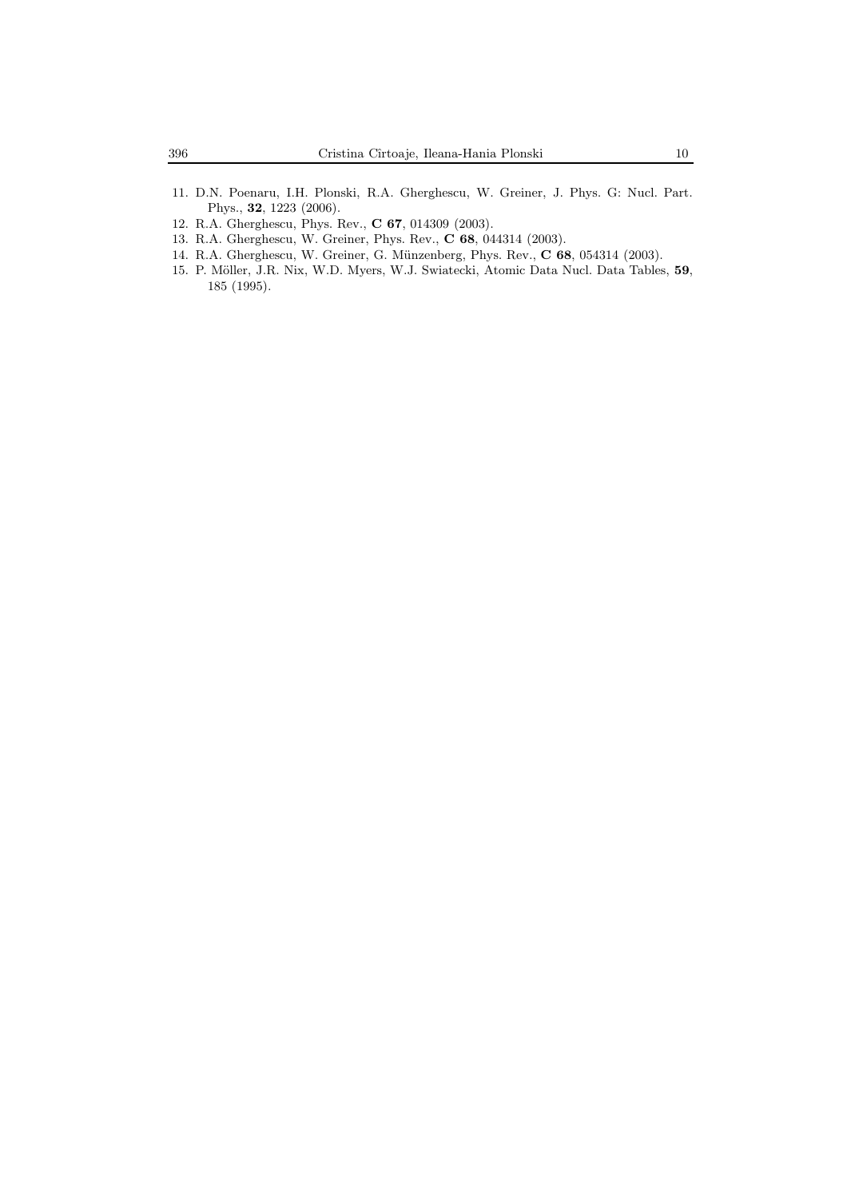11. D.N. Poenaru, I.H. Plonski, R.A. Gherghescu, W. Greiner, J. Phys. G: Nucl. Part. Phys., **32**, 1223 (2006).
12. R.A. Gherghescu, Phys. Rev., **C 67**, 014309 (2003).
13. R.A. Gherghescu, W. Greiner, Phys. Rev., **C 68**, 044314 (2003).
14. R.A. Gherghescu, W. Greiner, G. Münzenberg, Phys. Rev., **C 68**, 054314 (2003).
15. P. Möller, J.R. Nix, W.D. Myers, W.J. Swiatecki, Atomic Data Nucl. Data Tables, **59**, 185 (1995).